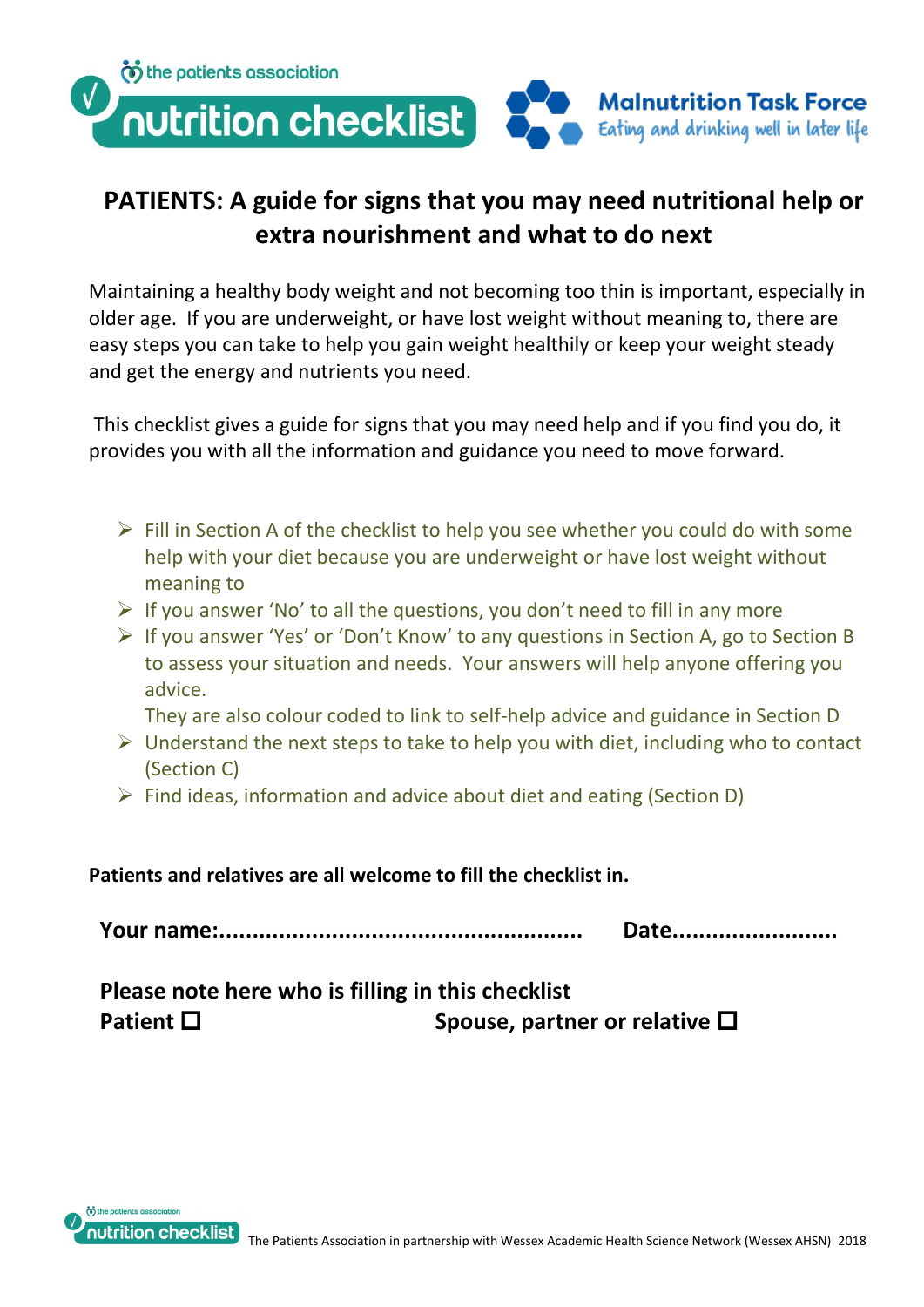the patients association

nutrition checklist

Malnutrition Task Force
Eating and drinking well in later life

# PATIENTS: A guide for signs that you may need nutritional help or extra nourishment and what to do next

Maintaining a healthy body weight and not becoming too thin is important, especially in older age. If you are underweight, or have lost weight without meaning to, there are easy steps you can take to help you gain weight healthily or keep your weight steady and get the energy and nutrients you need.

This checklist gives a guide for signs that you may need help and if you find you do, it provides you with all the information and guidance you need to move forward.

- Fill in Section A of the checklist to help you see whether you could do with some help with your diet because you are underweight or have lost weight without meaning to
- If you answer 'No' to all the questions, you don't need to fill in any more
- If you answer 'Yes' or 'Don't Know' to any questions in Section A, go to Section B to assess your situation and needs. Your answers will help anyone offering you advice.
  They are also colour coded to link to self-help advice and guidance in Section D
- Understand the next steps to take to help you with diet, including who to contact (Section C)
- Find ideas, information and advice about diet and eating (Section D)

**Patients and relatives are all welcome to fill the checklist in.**

**Your name:.....................................................** **Date........................**

**Please note here who is filling in this checklist**
**Patient ☐** **Spouse, partner or relative ☐**

The Patients Association in partnership with Wessex Academic Health Science Network (Wessex AHSN) 2018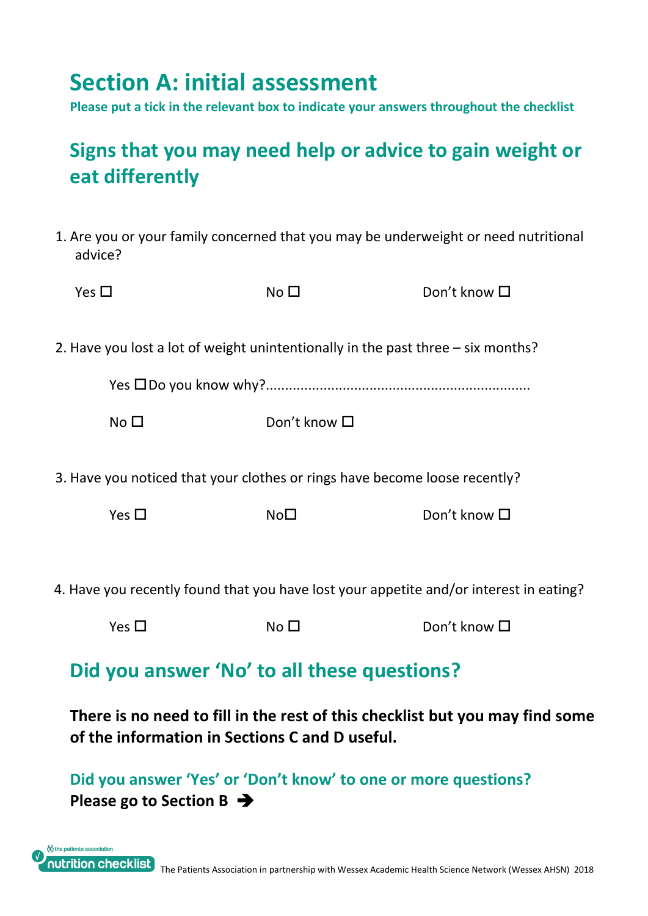# Section A: initial assessment

**Please put a tick in the relevant box to indicate your answers throughout the checklist**

## Signs that you may need help or advice to gain weight or eat differently

1. Are you or your family concerned that you may be underweight or need nutritional advice?

   Yes ☐ No ☐ Don't know ☐

2. Have you lost a lot of weight unintentionally in the past three – six months?

   Yes ☐ Do you know why?...................................................................

   No ☐ Don't know ☐

3. Have you noticed that your clothes or rings have become loose recently?

   Yes ☐ No ☐ Don't know ☐

4. Have you recently found that you have lost your appetite and/or interest in eating?

   Yes ☐ No ☐ Don't know ☐

## Did you answer 'No' to all these questions?

**There is no need to fill in the rest of this checklist but you may find some of the information in Sections C and D useful.**

### Did you answer 'Yes' or 'Don't know' to one or more questions?

**Please go to Section B ➔**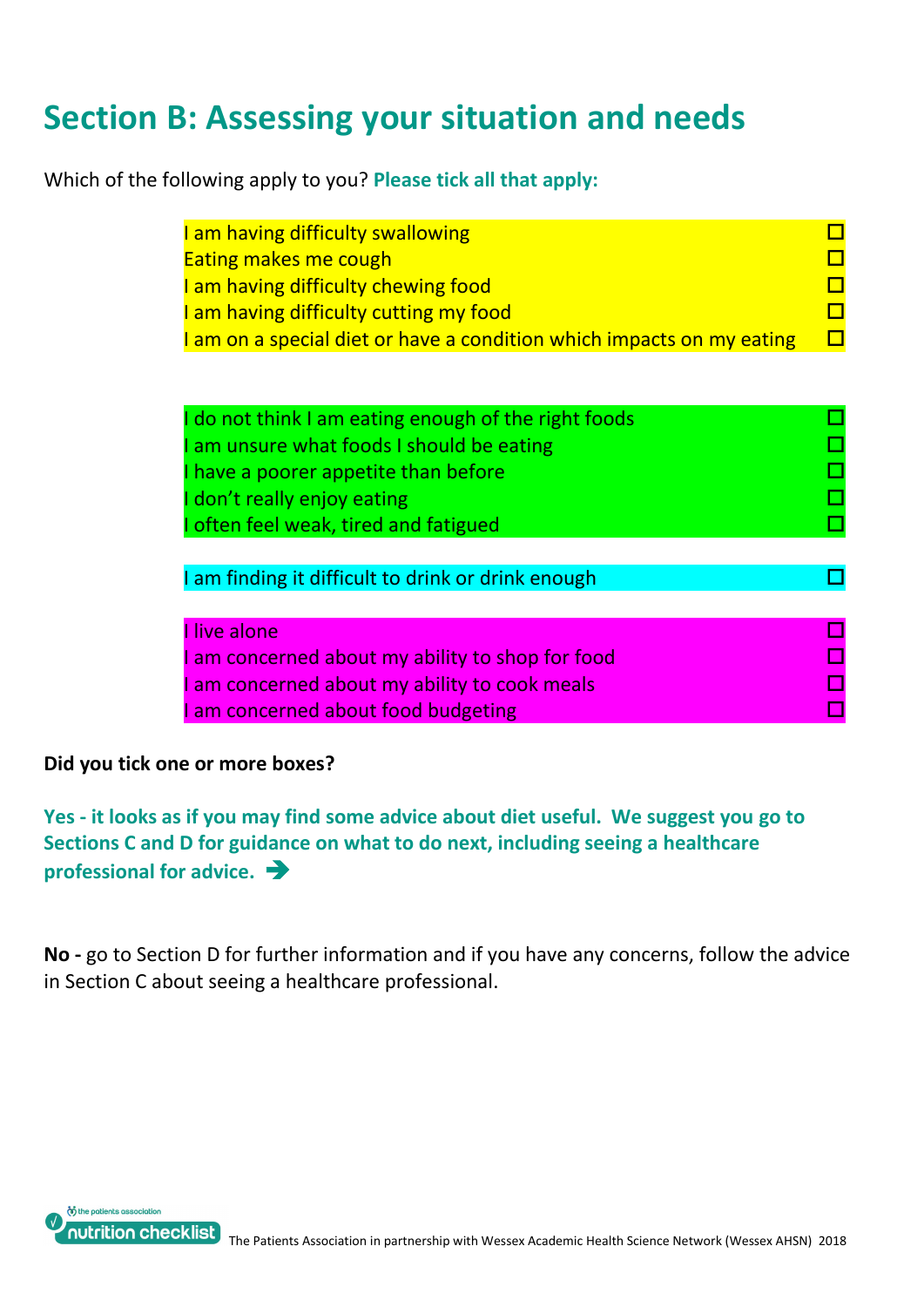# Section B: Assessing your situation and needs

Which of the following apply to you? **Please tick all that apply:**

- ☐ I am having difficulty swallowing
- ☐ Eating makes me cough
- ☐ I am having difficulty chewing food
- ☐ I am having difficulty cutting my food
- ☐ I am on a special diet or have a condition which impacts on my eating

- ☐ I do not think I am eating enough of the right foods
- ☐ I am unsure what foods I should be eating
- ☐ I have a poorer appetite than before
- ☐ I don't really enjoy eating
- ☐ I often feel weak, tired and fatigued

- ☐ I am finding it difficult to drink or drink enough

- ☐ I live alone
- ☐ I am concerned about my ability to shop for food
- ☐ I am concerned about my ability to cook meals
- ☐ I am concerned about food budgeting

**Did you tick one or more boxes?**

**Yes - it looks as if you may find some advice about diet useful. We suggest you go to Sections C and D for guidance on what to do next, including seeing a healthcare professional for advice. ➔**

**No -** go to Section D for further information and if you have any concerns, follow the advice in Section C about seeing a healthcare professional.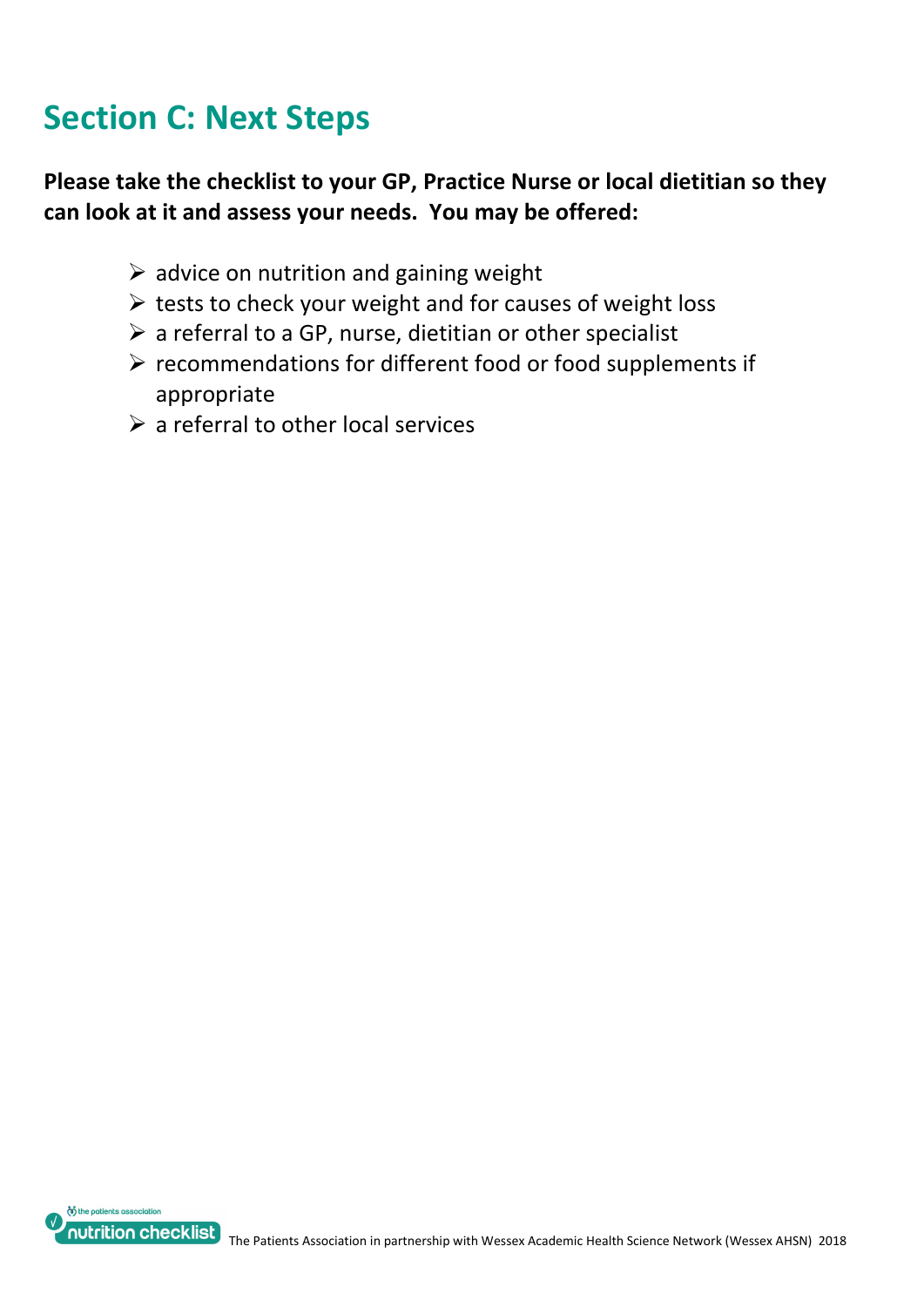## Section C: Next Steps

**Please take the checklist to your GP, Practice Nurse or local dietitian so they can look at it and assess your needs. You may be offered:**

- advice on nutrition and gaining weight
- tests to check your weight and for causes of weight loss
- a referral to a GP, nurse, dietitian or other specialist
- recommendations for different food or food supplements if appropriate
- a referral to other local services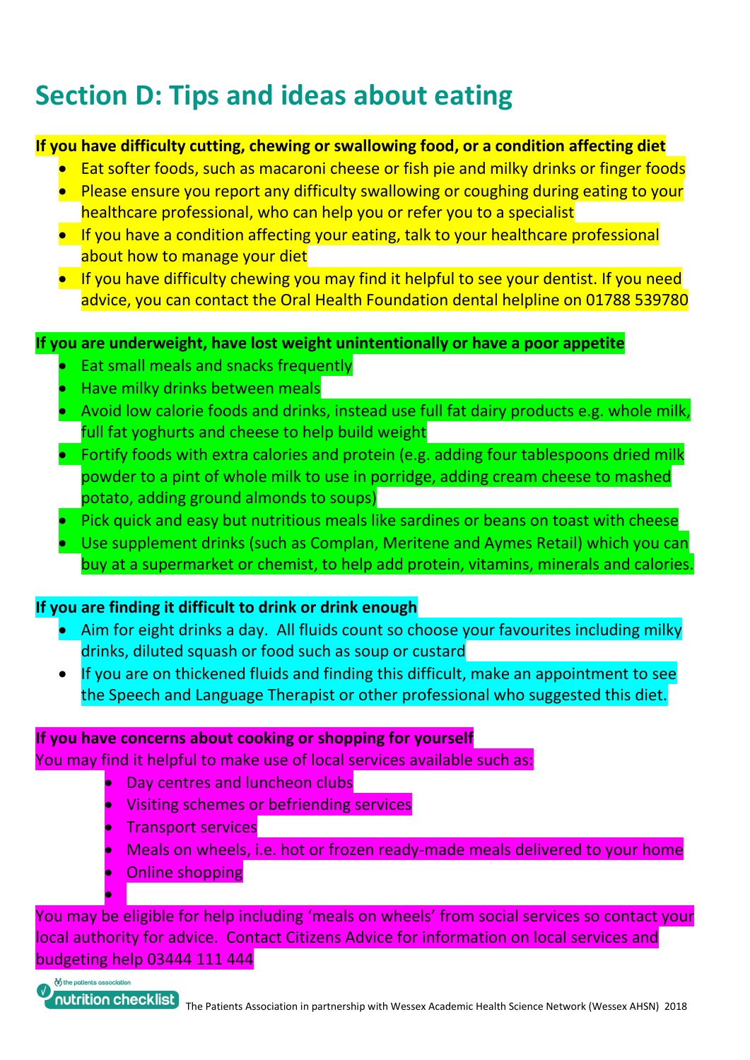## Section D: Tips and ideas about eating

**If you have difficulty cutting, chewing or swallowing food, or a condition affecting diet**

- Eat softer foods, such as macaroni cheese or fish pie and milky drinks or finger foods
- Please ensure you report any difficulty swallowing or coughing during eating to your healthcare professional, who can help you or refer you to a specialist
- If you have a condition affecting your eating, talk to your healthcare professional about how to manage your diet
- If you have difficulty chewing you may find it helpful to see your dentist. If you need advice, you can contact the Oral Health Foundation dental helpline on 01788 539780

**If you are underweight, have lost weight unintentionally or have a poor appetite**

- Eat small meals and snacks frequently
- Have milky drinks between meals
- Avoid low calorie foods and drinks, instead use full fat dairy products e.g. whole milk, full fat yoghurts and cheese to help build weight
- Fortify foods with extra calories and protein (e.g. adding four tablespoons dried milk powder to a pint of whole milk to use in porridge, adding cream cheese to mashed potato, adding ground almonds to soups)
- Pick quick and easy but nutritious meals like sardines or beans on toast with cheese
- Use supplement drinks (such as Complan, Meritene and Aymes Retail) which you can buy at a supermarket or chemist, to help add protein, vitamins, minerals and calories.

**If you are finding it difficult to drink or drink enough**

- Aim for eight drinks a day. All fluids count so choose your favourites including milky drinks, diluted squash or food such as soup or custard
- If you are on thickened fluids and finding this difficult, make an appointment to see the Speech and Language Therapist or other professional who suggested this diet.

**If you have concerns about cooking or shopping for yourself**

You may find it helpful to make use of local services available such as:

- Day centres and luncheon clubs
- Visiting schemes or befriending services
- Transport services
- Meals on wheels, i.e. hot or frozen ready-made meals delivered to your home
- Online shopping

You may be eligible for help including 'meals on wheels' from social services so contact your local authority for advice. Contact Citizens Advice for information on local services and budgeting help 03444 111 444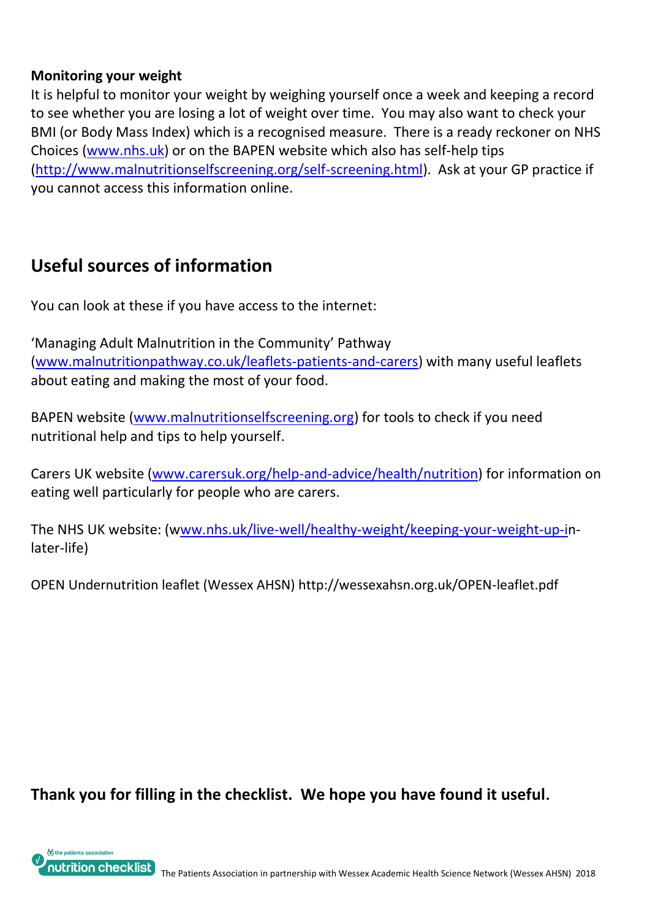**Monitoring your weight**

It is helpful to monitor your weight by weighing yourself once a week and keeping a record to see whether you are losing a lot of weight over time. You may also want to check your BMI (or Body Mass Index) which is a recognised measure. There is a ready reckoner on NHS Choices (www.nhs.uk) or on the BAPEN website which also has self-help tips (http://www.malnutritionselfscreening.org/self-screening.html). Ask at your GP practice if you cannot access this information online.

## Useful sources of information

You can look at these if you have access to the internet:

'Managing Adult Malnutrition in the Community' Pathway (www.malnutritionpathway.co.uk/leaflets-patients-and-carers) with many useful leaflets about eating and making the most of your food.

BAPEN website (www.malnutritionselfscreening.org) for tools to check if you need nutritional help and tips to help yourself.

Carers UK website (www.carersuk.org/help-and-advice/health/nutrition) for information on eating well particularly for people who are carers.

The NHS UK website: (www.nhs.uk/live-well/healthy-weight/keeping-your-weight-up-in-later-life)

OPEN Undernutrition leaflet (Wessex AHSN) http://wessexahsn.org.uk/OPEN-leaflet.pdf

**Thank you for filling in the checklist. We hope you have found it useful.**

the patients association nutrition checklist The Patients Association in partnership with Wessex Academic Health Science Network (Wessex AHSN) 2018